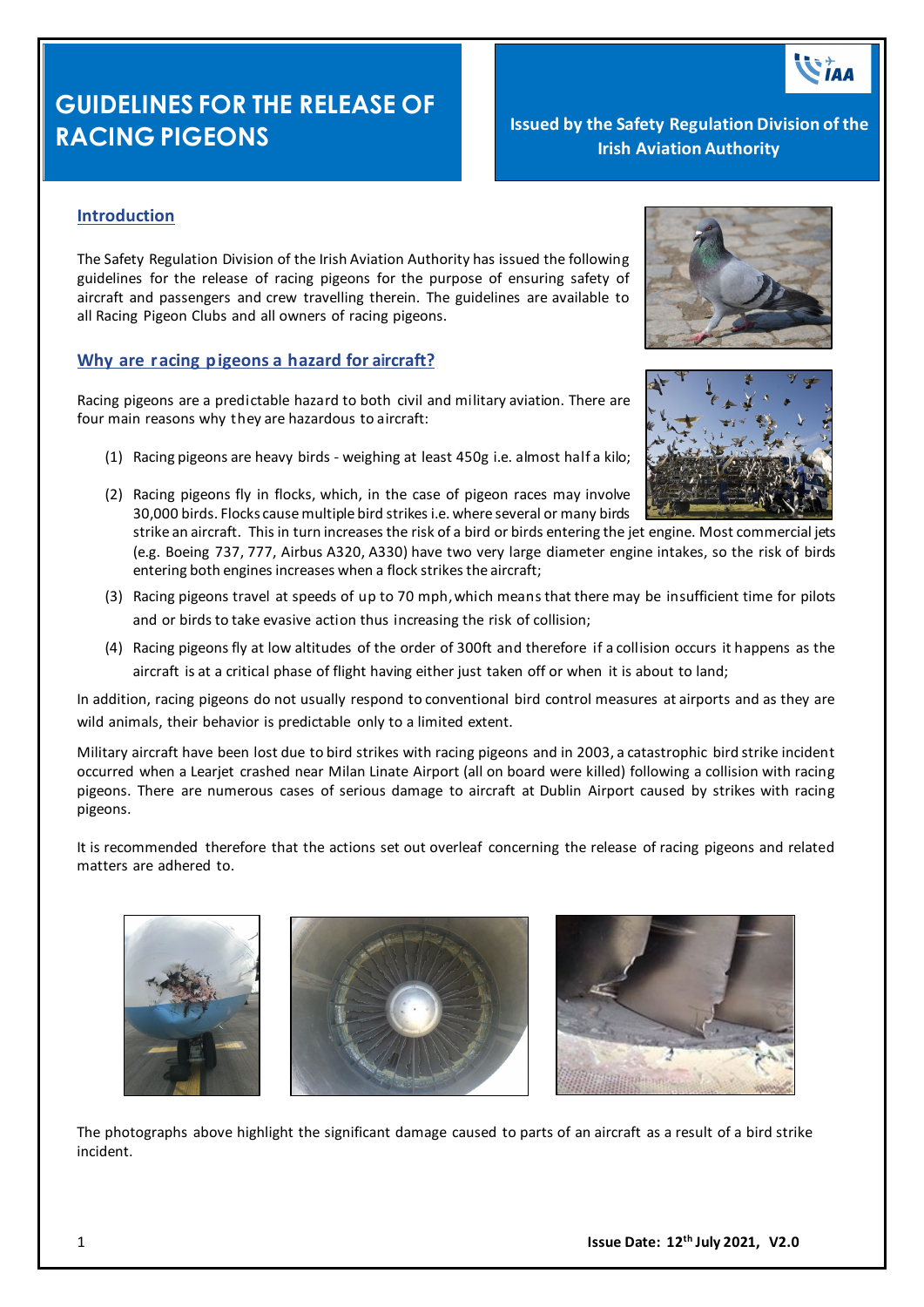# GUIDELINES FOR THE RELEASE OF RACING PIGEONS

**Issued by the Safety Regulation Division of the Irish Aviation Authority**

## Introduction

The Safety Regulation Division of the Irish Aviation Authority has issued the following guidelines for the release of racing pigeons for the purpose of ensuring safety of aircraft and passengers and crew travelling therein. The guidelines are available to all Racing Pigeon Clubs and all owners of racing pigeons.

## Why are racing pigeons a hazard for aircraft?

Racing pigeons are a predictable hazard to both civil and military aviation. There are four main reasons why they are hazardous to aircraft:

(1) Racing pigeons are heavy birds - weighing at least 450g i.e. almost half a kilo;

(2) Racing pigeons fly in flocks, which, in the case of pigeon races may involve 30,000 birds. Flocks cause multiple bird strikes i.e. where several or many birds strike an aircraft. This in turn increases the risk of a bird or birds entering the jet engine. Most commercial jets (e.g. Boeing 737, 777, Airbus A320, A330) have two very large diameter engine intakes, so the risk of birds entering both engines increases when a flock strikes the aircraft;

(3) Racing pigeons travel at speeds of up to 70 mph, which means that there may be insufficient time for pilots and or birds to take evasive action thus increasing the risk of collision;

(4) Racing pigeons fly at low altitudes of the order of 300ft and therefore if a collision occurs it happens as the aircraft is at a critical phase of flight having either just taken off or when it is about to land;

In addition, racing pigeons do not usually respond to conventional bird control measures at airports and as they are wild animals, their behavior is predictable only to a limited extent.

Military aircraft have been lost due to bird strikes with racing pigeons and in 2003, a catastrophic bird strike incident occurred when a Learjet crashed near Milan Linate Airport (all on board were killed) following a collision with racing pigeons. There are numerous cases of serious damage to aircraft at Dublin Airport caused by strikes with racing pigeons.

It is recommended therefore that the actions set out overleaf concerning the release of racing pigeons and related matters are adhered to.

The photographs above highlight the significant damage caused to parts of an aircraft as a result of a bird strike incident.

**Issue Date: 12th July 2021, V2.0**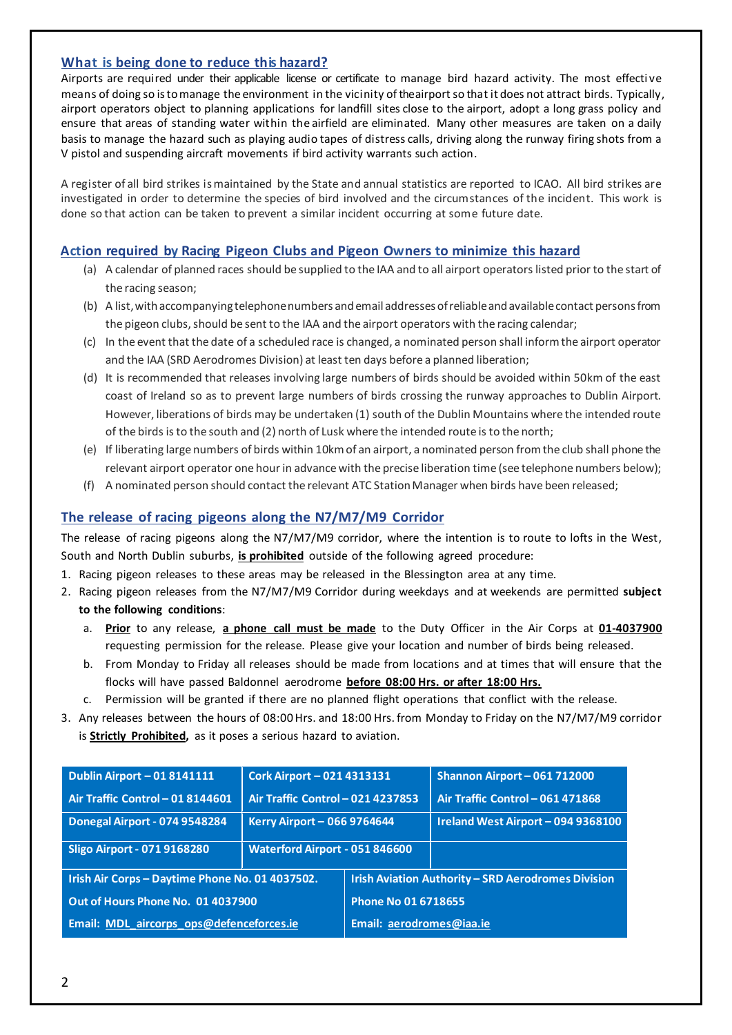## What is being done to reduce this hazard?

Airports are required under their applicable license or certificate to manage bird hazard activity. The most effective means of doing so is to manage the environment in the vicinity of the airport so that it does not attract birds. Typically, airport operators object to planning applications for landfill sites close to the airport, adopt a long grass policy and ensure that areas of standing water within the airfield are eliminated. Many other measures are taken on a daily basis to manage the hazard such as playing audio tapes of distress calls, driving along the runway firing shots from a V pistol and suspending aircraft movements if bird activity warrants such action.

A register of all bird strikes is maintained by the State and annual statistics are reported to ICAO. All bird strikes are investigated in order to determine the species of bird involved and the circumstances of the incident. This work is done so that action can be taken to prevent a similar incident occurring at some future date.

## Action required by Racing Pigeon Clubs and Pigeon Owners to minimize this hazard

(a) A calendar of planned races should be supplied to the IAA and to all airport operators listed prior to the start of the racing season;

(b) A list, with accompanying telephone numbers and email addresses of reliable and available contact persons from the pigeon clubs, should be sent to the IAA and the airport operators with the racing calendar;

(c) In the event that the date of a scheduled race is changed, a nominated person shall inform the airport operator and the IAA (SRD Aerodromes Division) at least ten days before a planned liberation;

(d) It is recommended that releases involving large numbers of birds should be avoided within 50km of the east coast of Ireland so as to prevent large numbers of birds crossing the runway approaches to Dublin Airport. However, liberations of birds may be undertaken (1) south of the Dublin Mountains where the intended route of the birds is to the south and (2) north of Lusk where the intended route is to the north;

(e) If liberating large numbers of birds within 10km of an airport, a nominated person from the club shall phone the relevant airport operator one hour in advance with the precise liberation time (see telephone numbers below);

(f) A nominated person should contact the relevant ATC Station Manager when birds have been released;

## The release of racing pigeons along the N7/M7/M9 Corridor

The release of racing pigeons along the N7/M7/M9 corridor, where the intention is to route to lofts in the West, South and North Dublin suburbs, **is prohibited** outside of the following agreed procedure:

1. Racing pigeon releases to these areas may be released in the Blessington area at any time.
2. Racing pigeon releases from the N7/M7/M9 Corridor during weekdays and at weekends are permitted **subject to the following conditions**:
   a. **Prior** to any release, **a phone call must be made** to the Duty Officer in the Air Corps at **01-4037900** requesting permission for the release. Please give your location and number of birds being released.
   b. From Monday to Friday all releases should be made from locations and at times that will ensure that the flocks will have passed Baldonnel aerodrome **before 08:00 Hrs. or after 18:00 Hrs.**
   c. Permission will be granted if there are no planned flight operations that conflict with the release.
3. Any releases between the hours of 08:00 Hrs. and 18:00 Hrs. from Monday to Friday on the N7/M7/M9 corridor is **Strictly Prohibited,** as it poses a serious hazard to aviation.

| | | |
|---|---|---|
| **Dublin Airport – 01 8141111** | **Cork Airport – 021 4313131** | **Shannon Airport – 061 712000** |
| **Air Traffic Control – 01 8144601** | **Air Traffic Control – 021 4237853** | **Air Traffic Control – 061 471868** |
| **Donegal Airport - 074 9548284** | **Kerry Airport – 066 9764644** | **Ireland West Airport – 094 9368100** |
| **Sligo Airport - 071 9168280** | **Waterford Airport - 051 846600** | |

| | |
|---|---|
| **Irish Air Corps – Daytime Phone No. 01 4037502.** | **Irish Aviation Authority – SRD Aerodromes Division** |
| **Out of Hours Phone No. 01 4037900** | **Phone No 01 6718655** |
| **Email: MDL_aircorps_ops@defenceforces.ie** | **Email: aerodromes@iaa.ie** |